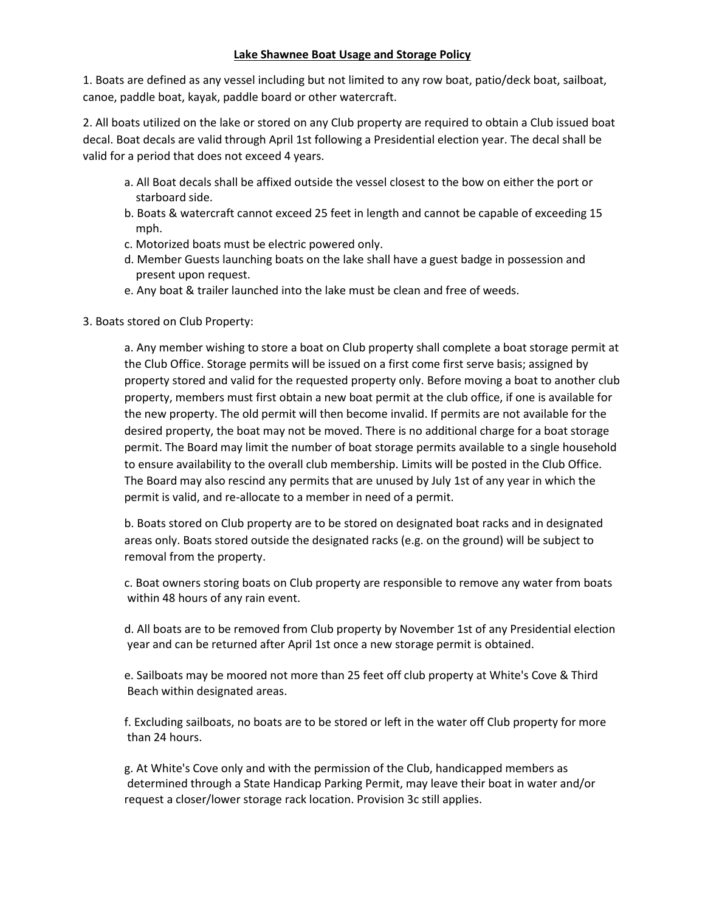**Lake Shawnee Boat Usage and Storage Policy**

1. Boats are defined as any vessel including but not limited to any row boat, patio/deck boat, sailboat, canoe, paddle boat, kayak, paddle board or other watercraft.

2. All boats utilized on the lake or stored on any Club property are required to obtain a Club issued boat decal. Boat decals are valid through April 1st following a Presidential election year. The decal shall be valid for a period that does not exceed 4 years.

   a. All Boat decals shall be affixed outside the vessel closest to the bow on either the port or starboard side.
   b. Boats & watercraft cannot exceed 25 feet in length and cannot be capable of exceeding 15 mph.
   c. Motorized boats must be electric powered only.
   d. Member Guests launching boats on the lake shall have a guest badge in possession and present upon request.
   e. Any boat & trailer launched into the lake must be clean and free of weeds.

3. Boats stored on Club Property:

   a. Any member wishing to store a boat on Club property shall complete a boat storage permit at the Club Office. Storage permits will be issued on a first come first serve basis; assigned by property stored and valid for the requested property only. Before moving a boat to another club property, members must first obtain a new boat permit at the club office, if one is available for the new property. The old permit will then become invalid. If permits are not available for the desired property, the boat may not be moved. There is no additional charge for a boat storage permit. The Board may limit the number of boat storage permits available to a single household to ensure availability to the overall club membership. Limits will be posted in the Club Office. The Board may also rescind any permits that are unused by July 1st of any year in which the permit is valid, and re-allocate to a member in need of a permit.

   b. Boats stored on Club property are to be stored on designated boat racks and in designated areas only. Boats stored outside the designated racks (e.g. on the ground) will be subject to removal from the property.

   c. Boat owners storing boats on Club property are responsible to remove any water from boats within 48 hours of any rain event.

   d. All boats are to be removed from Club property by November 1st of any Presidential election year and can be returned after April 1st once a new storage permit is obtained.

   e. Sailboats may be moored not more than 25 feet off club property at White's Cove & Third Beach within designated areas.

   f. Excluding sailboats, no boats are to be stored or left in the water off Club property for more than 24 hours.

   g. At White's Cove only and with the permission of the Club, handicapped members as determined through a State Handicap Parking Permit, may leave their boat in water and/or request a closer/lower storage rack location. Provision 3c still applies.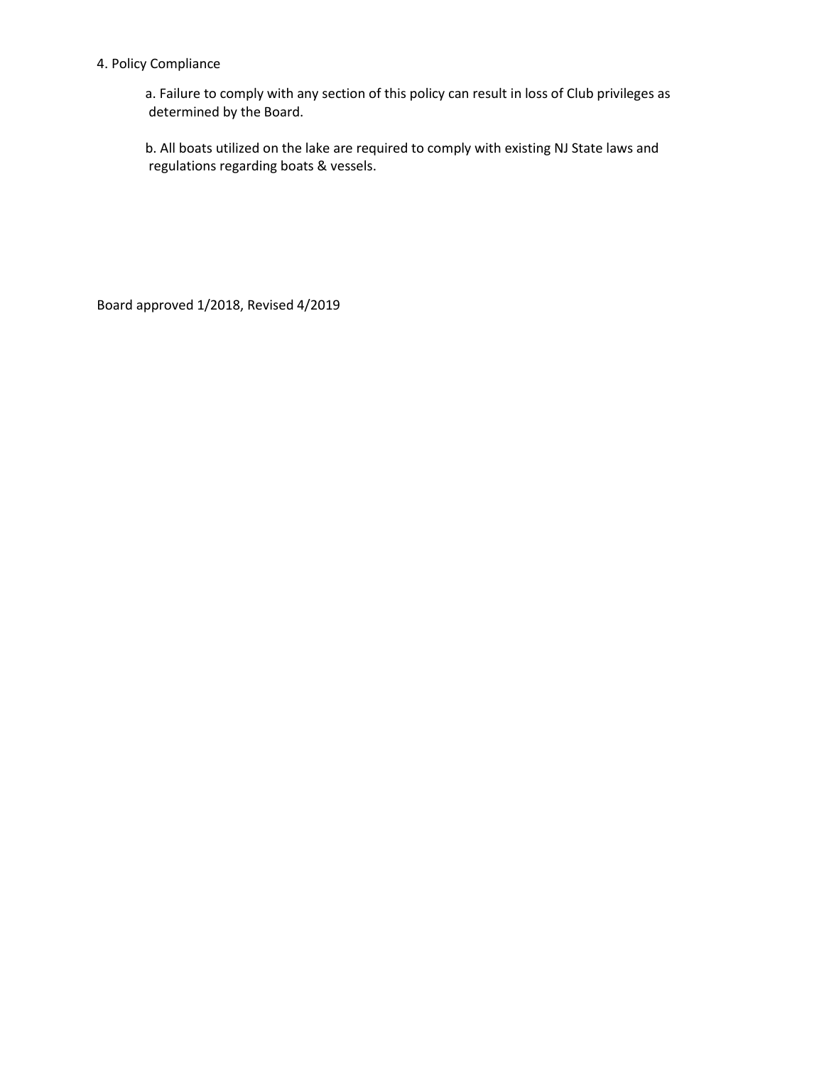4. Policy Compliance

   a. Failure to comply with any section of this policy can result in loss of Club privileges as determined by the Board.

   b. All boats utilized on the lake are required to comply with existing NJ State laws and regulations regarding boats & vessels.

Board approved 1/2018, Revised 4/2019